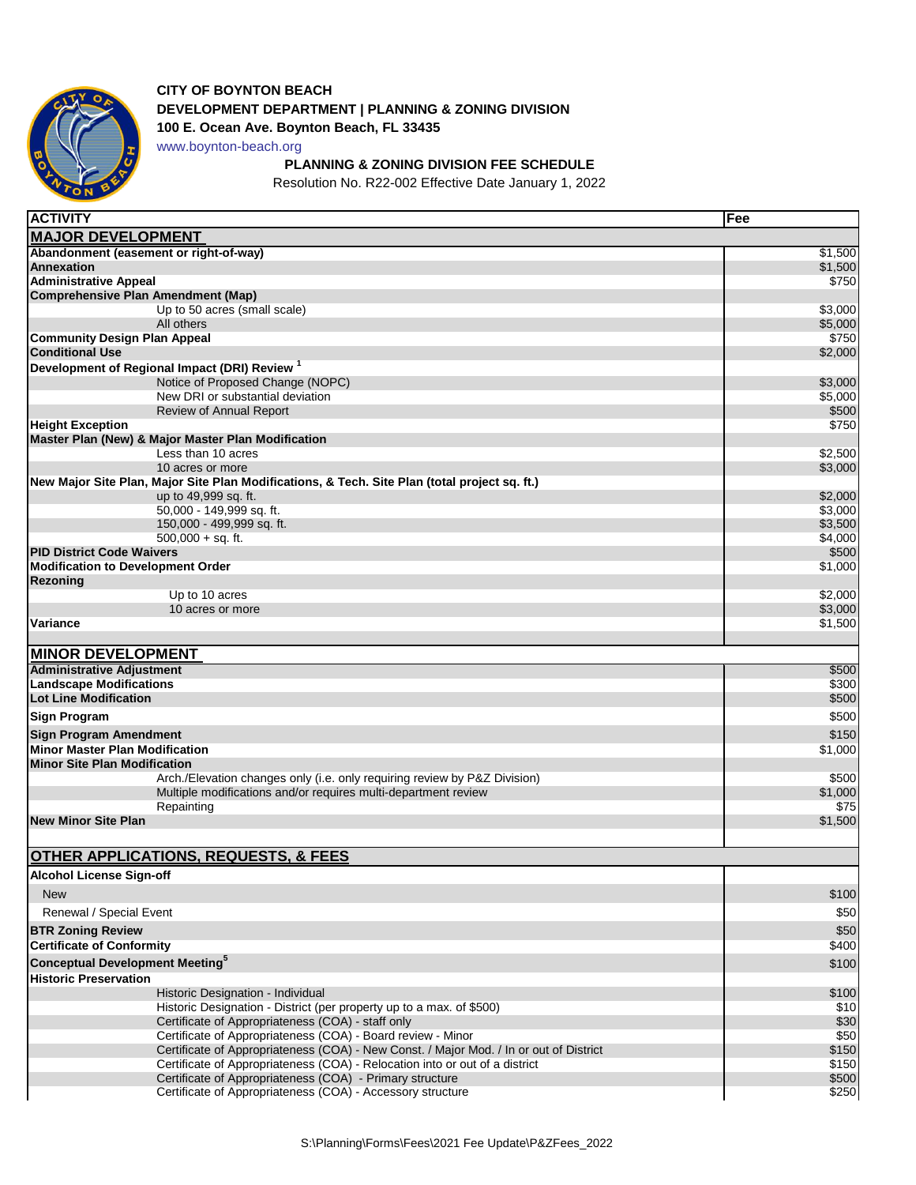**CITY OF BOYNTON BEACH**
**DEVELOPMENT DEPARTMENT | PLANNING & ZONING DIVISION**
**100 E. Ocean Ave. Boynton Beach, FL 33435**
www.boynton-beach.org

**PLANNING & ZONING DIVISION FEE SCHEDULE**

Resolution No. R22-002 Effective Date January 1, 2022

| ACTIVITY | Fee |
|---|---|
| **MAJOR DEVELOPMENT** | |
| **Abandonment (easement or right-of-way)** | $1,500 |
| **Annexation** | $1,500 |
| **Administrative Appeal** | $750 |
| **Comprehensive Plan Amendment (Map)** | |
| Up to 50 acres (small scale) | $3,000 |
| All others | $5,000 |
| **Community Design Plan Appeal** | $750 |
| **Conditional Use** | $2,000 |
| **Development of Regional Impact (DRI) Review [1]** | |
| Notice of Proposed Change (NOPC) | $3,000 |
| New DRI or substantial deviation | $5,000 |
| Review of Annual Report | $500 |
| **Height Exception** | $750 |
| **Master Plan (New) & Major Master Plan Modification** | |
| Less than 10 acres | $2,500 |
| 10 acres or more | $3,000 |
| **New Major Site Plan, Major Site Plan Modifications, & Tech. Site Plan (total project sq. ft.)** | |
| up to 49,999 sq. ft. | $2,000 |
| 50,000 - 149,999 sq. ft. | $3,000 |
| 150,000 - 499,999 sq. ft. | $3,500 |
| 500,000 + sq. ft. | $4,000 |
| **PID District Code Waivers** | $500 |
| **Modification to Development Order** | $1,000 |
| **Rezoning** | |
| Up to 10 acres | $2,000 |
| 10 acres or more | $3,000 |
| **Variance** | $1,500 |
| **MINOR DEVELOPMENT** | |
| **Administrative Adjustment** | $500 |
| **Landscape Modifications** | $300 |
| **Lot Line Modification** | $500 |
| **Sign Program** | $500 |
| **Sign Program Amendment** | $150 |
| **Minor Master Plan Modification** | $1,000 |
| **Minor Site Plan Modification** | |
| Arch./Elevation changes only (i.e. only requiring review by P&Z Division) | $500 |
| Multiple modifications and/or requires multi-department review | $1,000 |
| Repainting | $75 |
| **New Minor Site Plan** | $1,500 |
| **OTHER APPLICATIONS, REQUESTS, & FEES** | |
| **Alcohol License Sign-off** | |
| New | $100 |
| Renewal / Special Event | $50 |
| **BTR Zoning Review** | $50 |
| **Certificate of Conformity** | $400 |
| **Conceptual Development Meeting [5]** | $100 |
| **Historic Preservation** | |
| Historic Designation - Individual | $100 |
| Historic Designation - District (per property up to a max. of $500) | $10 |
| Certificate of Appropriateness (COA) - staff only | $30 |
| Certificate of Appropriateness (COA) - Board review - Minor | $50 |
| Certificate of Appropriateness (COA) - New Const. / Major Mod. / In or out of District | $150 |
| Certificate of Appropriateness (COA) - Relocation into or out of a district | $150 |
| Certificate of Appropriateness (COA) - Primary structure | $500 |
| Certificate of Appropriateness (COA) - Accessory structure | $250 |

S:\Planning\Forms\Fees\2021 Fee Update\P&ZFees_2022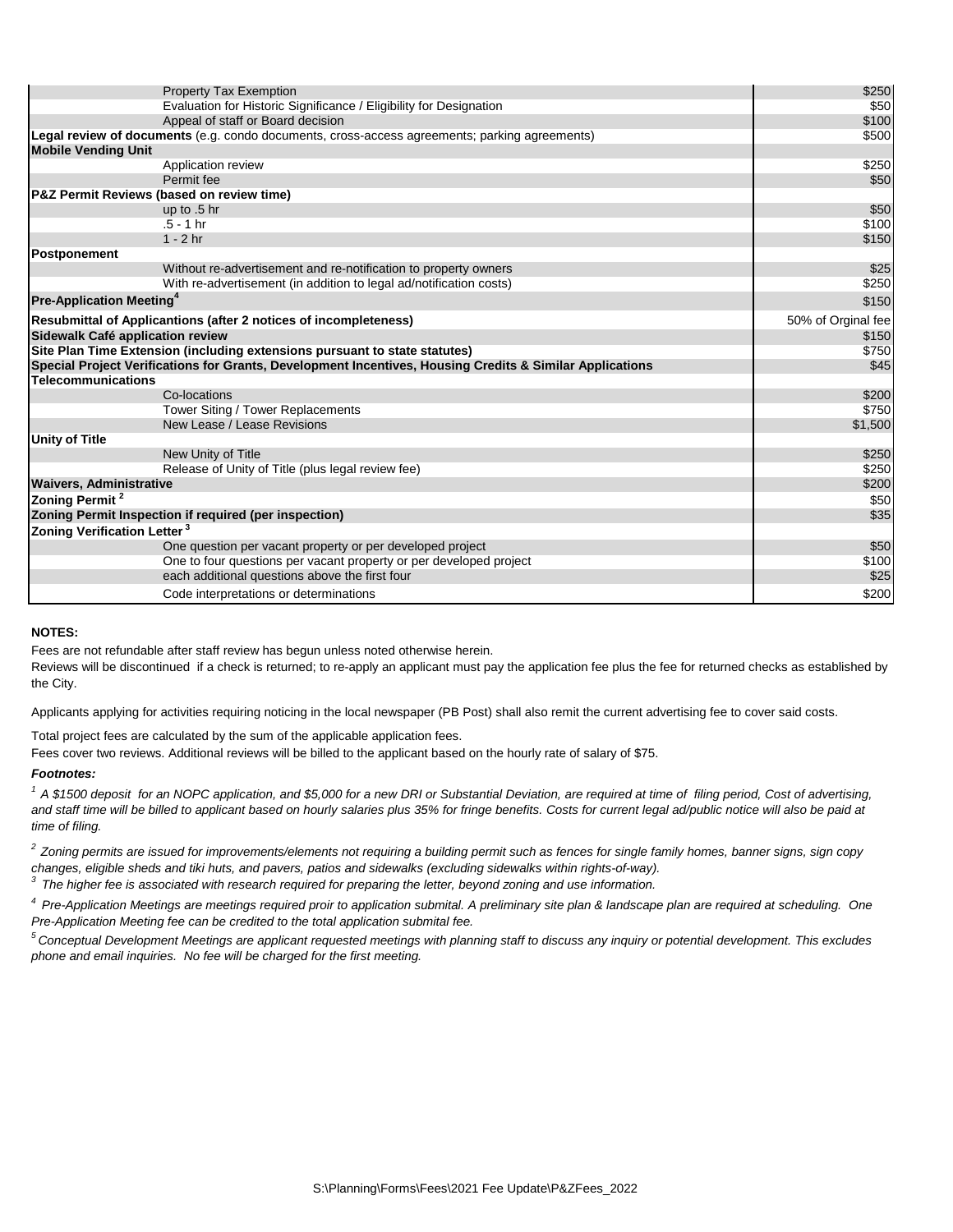| | |
|---|---|
| Property Tax Exemption | $250 |
| Evaluation for Historic Significance / Eligibility for Designation | $50 |
| Appeal of staff or Board decision | $100 |
| **Legal review of documents** (e.g. condo documents, cross-access agreements; parking agreements) | $500 |
| **Mobile Vending Unit** | |
| Application review | $250 |
| Permit fee | $50 |
| **P&Z Permit Reviews (based on review time)** | |
| up to .5 hr | $50 |
| .5 - 1 hr | $100 |
| 1 - 2 hr | $150 |
| **Postponement** | |
| Without re-advertisement and re-notification to property owners | $25 |
| With re-advertisement (in addition to legal ad/notification costs) | $250 |
| **Pre-Application Meeting**[4] | $150 |
| **Resubmittal of Applicantions (after 2 notices of incompleteness)** | 50% of Orginal fee |
| **Sidewalk Café application review** | $150 |
| **Site Plan Time Extension (including extensions pursuant to state statutes)** | $750 |
| **Special Project Verifications for Grants, Development Incentives, Housing Credits & Similar Applications** | $45 |
| **Telecommunications** | |
| Co-locations | $200 |
| Tower Siting / Tower Replacements | $750 |
| New Lease / Lease Revisions | $1,500 |
| **Unity of Title** | |
| New Unity of Title | $250 |
| Release of Unity of Title (plus legal review fee) | $250 |
| **Waivers, Administrative** | $200 |
| **Zoning Permit** [2] | $50 |
| **Zoning Permit Inspection if required (per inspection)** | $35 |
| **Zoning Verification Letter** [3] | |
| One question per vacant property or per developed project | $50 |
| One to four questions per vacant property or per developed project | $100 |
| each additional questions above the first four | $25 |
| Code interpretations or determinations | $200 |

**NOTES:**

Fees are not refundable after staff review has begun unless noted otherwise herein.

Reviews will be discontinued if a check is returned; to re-apply an applicant must pay the application fee plus the fee for returned checks as established by the City.

Applicants applying for activities requiring noticing in the local newspaper (PB Post) shall also remit the current advertising fee to cover said costs.

Total project fees are calculated by the sum of the applicable application fees.

Fees cover two reviews. Additional reviews will be billed to the applicant based on the hourly rate of salary of $75.

***Footnotes:***

*[1] A $1500 deposit for an NOPC application, and $5,000 for a new DRI or Substantial Deviation, are required at time of filing period, Cost of advertising, and staff time will be billed to applicant based on hourly salaries plus 35% for fringe benefits. Costs for current legal ad/public notice will also be paid at time of filing.*

*[2] Zoning permits are issued for improvements/elements not requiring a building permit such as fences for single family homes, banner signs, sign copy changes, eligible sheds and tiki huts, and pavers, patios and sidewalks (excluding sidewalks within rights-of-way).*

*[3] The higher fee is associated with research required for preparing the letter, beyond zoning and use information.*

*[4] Pre-Application Meetings are meetings required proir to application submital. A preliminary site plan & landscape plan are required at scheduling. One Pre-Application Meeting fee can be credited to the total application submital fee.*

*[5] Conceptual Development Meetings are applicant requested meetings with planning staff to discuss any inquiry or potential development. This excludes phone and email inquiries. No fee will be charged for the first meeting.*

S:\Planning\Forms\Fees\2021 Fee Update\P&ZFees_2022